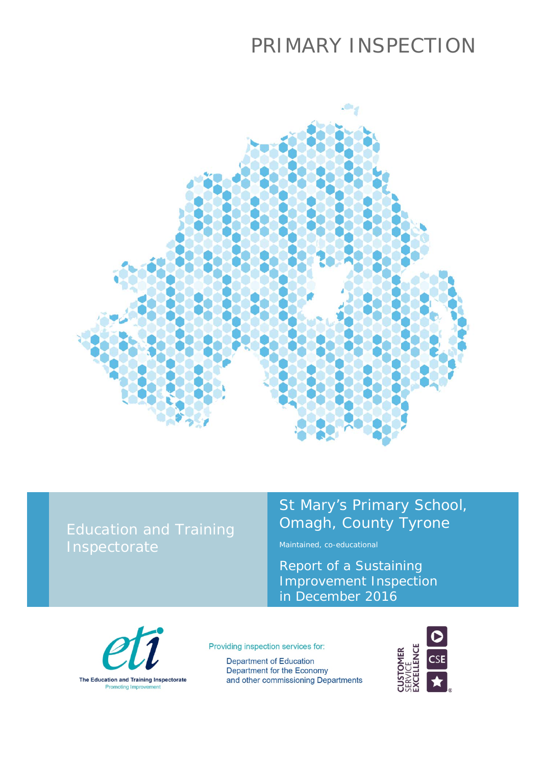# PRIMARY INSPECTION

Education and Training Inspectorate

## St Mary's Primary School, Omagh, County Tyrone

Maintained, co-educational

Report of a Sustaining Improvement Inspection in December 2016

The Education and Training Inspectorate
Promoting Improvement

Providing inspection services for:

Department of Education
Department for the Economy
and other commissioning Departments

CUSTOMER SERVICE EXCELLENCE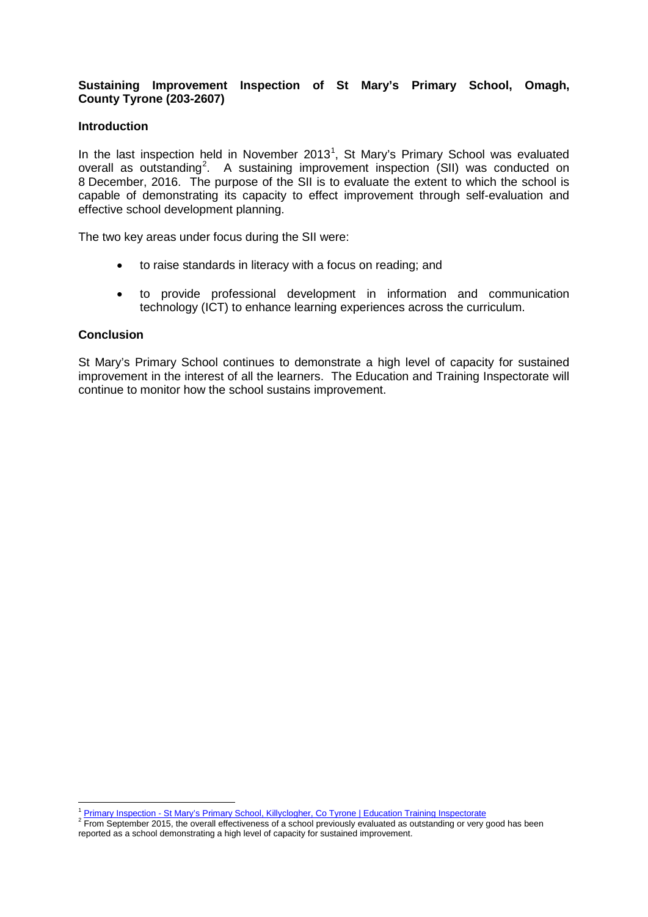**Sustaining Improvement Inspection of St Mary's Primary School, Omagh, County Tyrone (203-2607)**

**Introduction**

In the last inspection held in November 2013[1], St Mary's Primary School was evaluated overall as outstanding[2]. A sustaining improvement inspection (SII) was conducted on 8 December, 2016. The purpose of the SII is to evaluate the extent to which the school is capable of demonstrating its capacity to effect improvement through self-evaluation and effective school development planning.

The two key areas under focus during the SII were:

- to raise standards in literacy with a focus on reading; and
- to provide professional development in information and communication technology (ICT) to enhance learning experiences across the curriculum.

**Conclusion**

St Mary's Primary School continues to demonstrate a high level of capacity for sustained improvement in the interest of all the learners. The Education and Training Inspectorate will continue to monitor how the school sustains improvement.

---

[1] Primary Inspection - St Mary's Primary School, Killyclogher, Co Tyrone | Education Training Inspectorate

[2] From September 2015, the overall effectiveness of a school previously evaluated as outstanding or very good has been reported as a school demonstrating a high level of capacity for sustained improvement.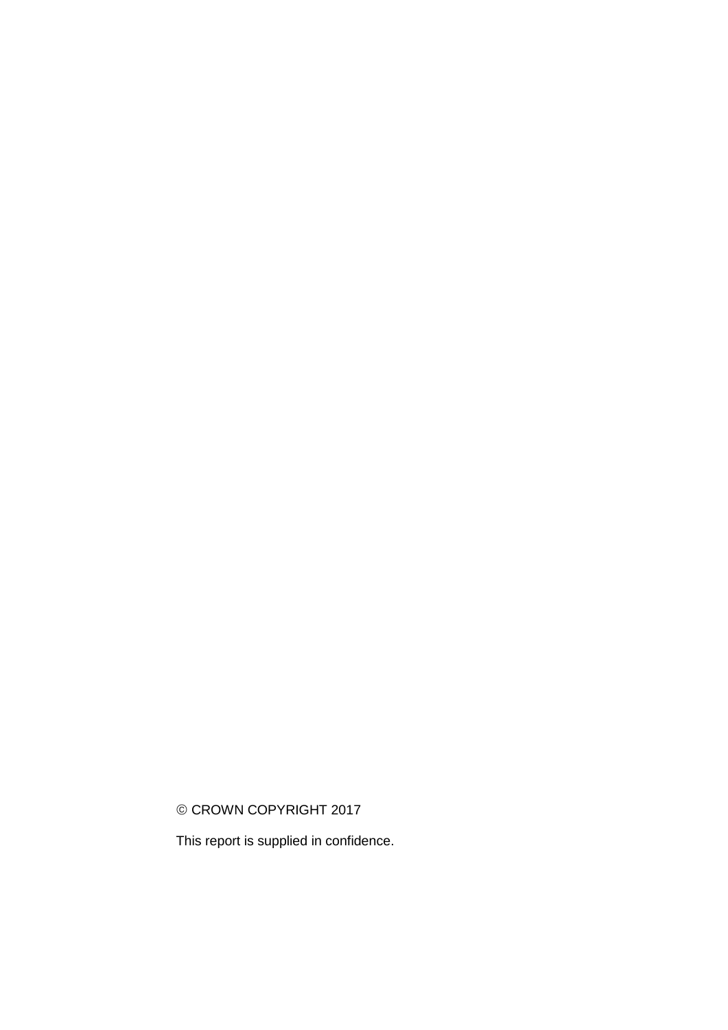© CROWN COPYRIGHT 2017

This report is supplied in confidence.